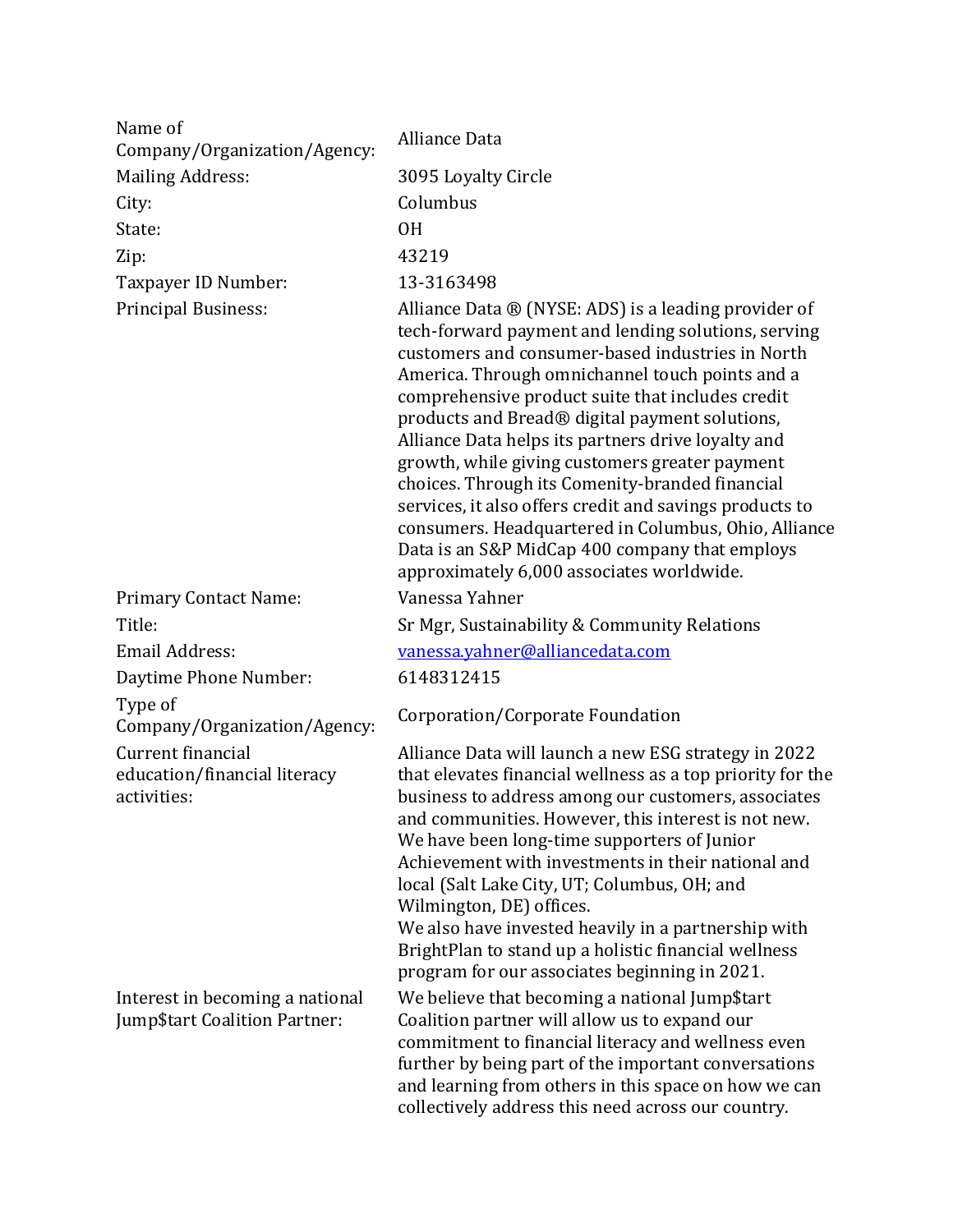| | |
|---|---|
| Name of Company/Organization/Agency: | Alliance Data |
| Mailing Address: | 3095 Loyalty Circle |
| City: | Columbus |
| State: | OH |
| Zip: | 43219 |
| Taxpayer ID Number: | 13-3163498 |
| Principal Business: | Alliance Data ® (NYSE: ADS) is a leading provider of tech-forward payment and lending solutions, serving customers and consumer-based industries in North America. Through omnichannel touch points and a comprehensive product suite that includes credit products and Bread® digital payment solutions, Alliance Data helps its partners drive loyalty and growth, while giving customers greater payment choices. Through its Comenity-branded financial services, it also offers credit and savings products to consumers. Headquartered in Columbus, Ohio, Alliance Data is an S&P MidCap 400 company that employs approximately 6,000 associates worldwide. |
| Primary Contact Name: | Vanessa Yahner |
| Title: | Sr Mgr, Sustainability & Community Relations |
| Email Address: | vanessa.yahner@alliancedata.com |
| Daytime Phone Number: | 6148312415 |
| Type of Company/Organization/Agency: | Corporation/Corporate Foundation |
| Current financial education/financial literacy activities: | Alliance Data will launch a new ESG strategy in 2022 that elevates financial wellness as a top priority for the business to address among our customers, associates and communities. However, this interest is not new. We have been long-time supporters of Junior Achievement with investments in their national and local (Salt Lake City, UT; Columbus, OH; and Wilmington, DE) offices.<br>We also have invested heavily in a partnership with BrightPlan to stand up a holistic financial wellness program for our associates beginning in 2021. |
| Interest in becoming a national Jump$tart Coalition Partner: | We believe that becoming a national Jump$tart Coalition partner will allow us to expand our commitment to financial literacy and wellness even further by being part of the important conversations and learning from others in this space on how we can collectively address this need across our country. |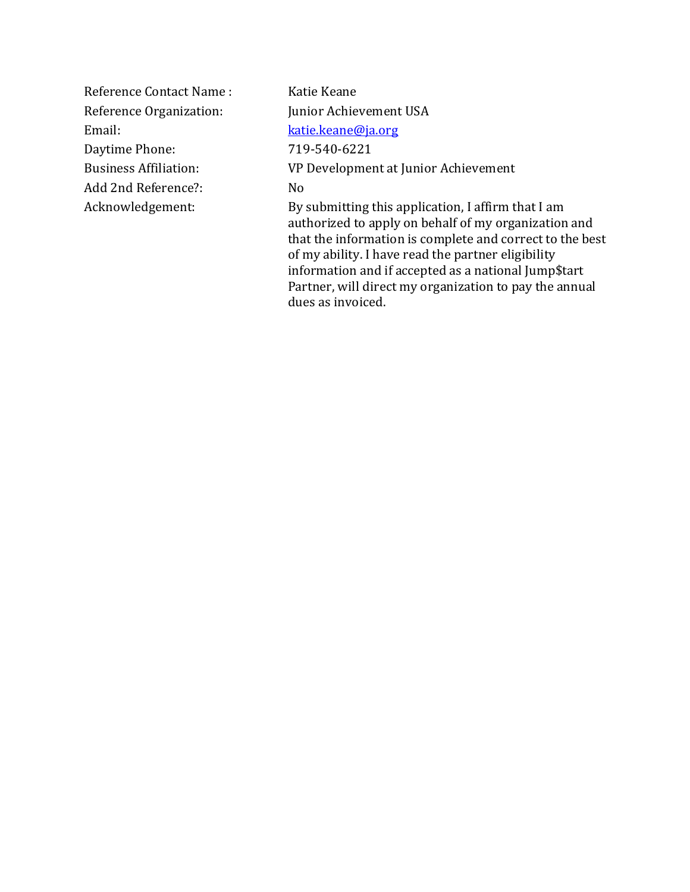| | |
|---|---|
| Reference Contact Name : | Katie Keane |
| Reference Organization: | Junior Achievement USA |
| Email: | katie.keane@ja.org |
| Daytime Phone: | 719-540-6221 |
| Business Affiliation: | VP Development at Junior Achievement |
| Add 2nd Reference?: | No |
| Acknowledgement: | By submitting this application, I affirm that I am authorized to apply on behalf of my organization and that the information is complete and correct to the best of my ability. I have read the partner eligibility information and if accepted as a national Jump$tart Partner, will direct my organization to pay the annual dues as invoiced. |